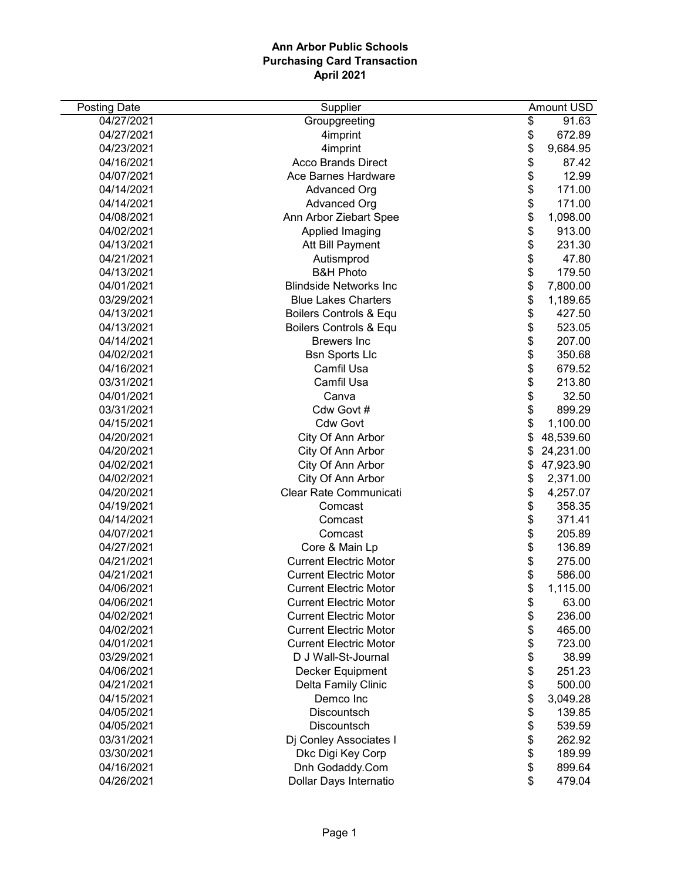**Ann Arbor Public Schools**
**Purchasing Card Transaction**
**April 2021**

| Posting Date | Supplier | Amount USD |
|---|---|---|
| 04/27/2021 | Groupgreeting | $ 91.63 |
| 04/27/2021 | 4imprint | $ 672.89 |
| 04/23/2021 | 4imprint | $ 9,684.95 |
| 04/16/2021 | Acco Brands Direct | $ 87.42 |
| 04/07/2021 | Ace Barnes Hardware | $ 12.99 |
| 04/14/2021 | Advanced Org | $ 171.00 |
| 04/14/2021 | Advanced Org | $ 171.00 |
| 04/08/2021 | Ann Arbor Ziebart Spee | $ 1,098.00 |
| 04/02/2021 | Applied Imaging | $ 913.00 |
| 04/13/2021 | Att Bill Payment | $ 231.30 |
| 04/21/2021 | Autismprod | $ 47.80 |
| 04/13/2021 | B&H Photo | $ 179.50 |
| 04/01/2021 | Blindside Networks Inc | $ 7,800.00 |
| 03/29/2021 | Blue Lakes Charters | $ 1,189.65 |
| 04/13/2021 | Boilers Controls & Equ | $ 427.50 |
| 04/13/2021 | Boilers Controls & Equ | $ 523.05 |
| 04/14/2021 | Brewers Inc | $ 207.00 |
| 04/02/2021 | Bsn Sports Llc | $ 350.68 |
| 04/16/2021 | Camfil Usa | $ 679.52 |
| 03/31/2021 | Camfil Usa | $ 213.80 |
| 04/01/2021 | Canva | $ 32.50 |
| 03/31/2021 | Cdw Govt # | $ 899.29 |
| 04/15/2021 | Cdw Govt | $ 1,100.00 |
| 04/20/2021 | City Of Ann Arbor | $ 48,539.60 |
| 04/20/2021 | City Of Ann Arbor | $ 24,231.00 |
| 04/02/2021 | City Of Ann Arbor | $ 47,923.90 |
| 04/02/2021 | City Of Ann Arbor | $ 2,371.00 |
| 04/20/2021 | Clear Rate Communicati | $ 4,257.07 |
| 04/19/2021 | Comcast | $ 358.35 |
| 04/14/2021 | Comcast | $ 371.41 |
| 04/07/2021 | Comcast | $ 205.89 |
| 04/27/2021 | Core & Main Lp | $ 136.89 |
| 04/21/2021 | Current Electric Motor | $ 275.00 |
| 04/21/2021 | Current Electric Motor | $ 586.00 |
| 04/06/2021 | Current Electric Motor | $ 1,115.00 |
| 04/06/2021 | Current Electric Motor | $ 63.00 |
| 04/02/2021 | Current Electric Motor | $ 236.00 |
| 04/02/2021 | Current Electric Motor | $ 465.00 |
| 04/01/2021 | Current Electric Motor | $ 723.00 |
| 03/29/2021 | D J Wall-St-Journal | $ 38.99 |
| 04/06/2021 | Decker Equipment | $ 251.23 |
| 04/21/2021 | Delta Family Clinic | $ 500.00 |
| 04/15/2021 | Demco Inc | $ 3,049.28 |
| 04/05/2021 | Discountsch | $ 139.85 |
| 04/05/2021 | Discountsch | $ 539.59 |
| 03/31/2021 | Dj Conley Associates I | $ 262.92 |
| 03/30/2021 | Dkc Digi Key Corp | $ 189.99 |
| 04/16/2021 | Dnh Godaddy.Com | $ 899.64 |
| 04/26/2021 | Dollar Days Internatio | $ 479.04 |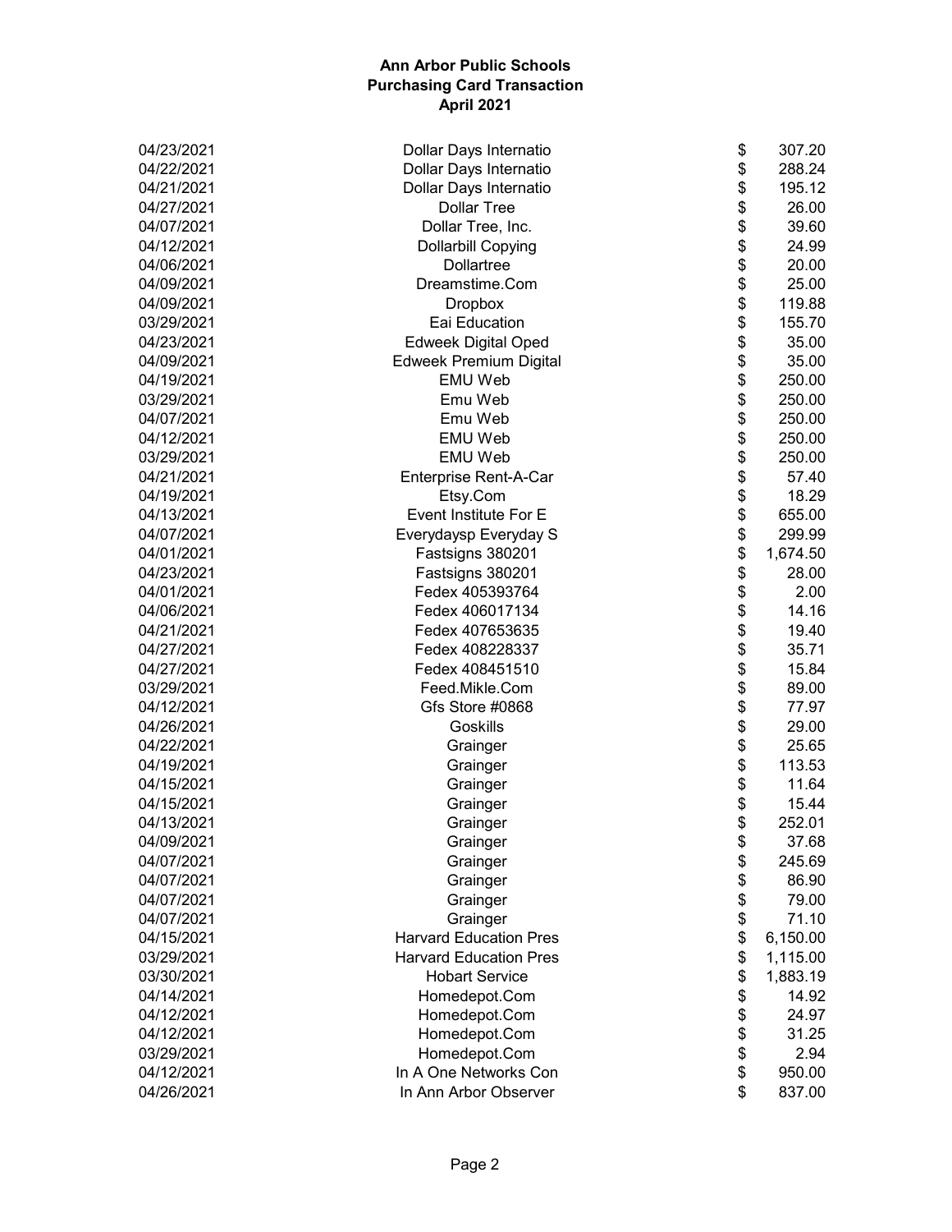**Ann Arbor Public Schools**
**Purchasing Card Transaction**
**April 2021**

| | | | |
|---|---|---|---|
| 04/23/2021 | Dollar Days Internatio | $ | 307.20 |
| 04/22/2021 | Dollar Days Internatio | $ | 288.24 |
| 04/21/2021 | Dollar Days Internatio | $ | 195.12 |
| 04/27/2021 | Dollar Tree | $ | 26.00 |
| 04/07/2021 | Dollar Tree, Inc. | $ | 39.60 |
| 04/12/2021 | Dollarbill Copying | $ | 24.99 |
| 04/06/2021 | Dollartree | $ | 20.00 |
| 04/09/2021 | Dreamstime.Com | $ | 25.00 |
| 04/09/2021 | Dropbox | $ | 119.88 |
| 03/29/2021 | Eai Education | $ | 155.70 |
| 04/23/2021 | Edweek Digital Oped | $ | 35.00 |
| 04/09/2021 | Edweek Premium Digital | $ | 35.00 |
| 04/19/2021 | EMU Web | $ | 250.00 |
| 03/29/2021 | Emu Web | $ | 250.00 |
| 04/07/2021 | Emu Web | $ | 250.00 |
| 04/12/2021 | EMU Web | $ | 250.00 |
| 03/29/2021 | EMU Web | $ | 250.00 |
| 04/21/2021 | Enterprise Rent-A-Car | $ | 57.40 |
| 04/19/2021 | Etsy.Com | $ | 18.29 |
| 04/13/2021 | Event Institute For E | $ | 655.00 |
| 04/07/2021 | Everydaysp Everyday S | $ | 299.99 |
| 04/01/2021 | Fastsigns 380201 | $ | 1,674.50 |
| 04/23/2021 | Fastsigns 380201 | $ | 28.00 |
| 04/01/2021 | Fedex 405393764 | $ | 2.00 |
| 04/06/2021 | Fedex 406017134 | $ | 14.16 |
| 04/21/2021 | Fedex 407653635 | $ | 19.40 |
| 04/27/2021 | Fedex 408228337 | $ | 35.71 |
| 04/27/2021 | Fedex 408451510 | $ | 15.84 |
| 03/29/2021 | Feed.Mikle.Com | $ | 89.00 |
| 04/12/2021 | Gfs Store #0868 | $ | 77.97 |
| 04/26/2021 | Goskills | $ | 29.00 |
| 04/22/2021 | Grainger | $ | 25.65 |
| 04/19/2021 | Grainger | $ | 113.53 |
| 04/15/2021 | Grainger | $ | 11.64 |
| 04/15/2021 | Grainger | $ | 15.44 |
| 04/13/2021 | Grainger | $ | 252.01 |
| 04/09/2021 | Grainger | $ | 37.68 |
| 04/07/2021 | Grainger | $ | 245.69 |
| 04/07/2021 | Grainger | $ | 86.90 |
| 04/07/2021 | Grainger | $ | 79.00 |
| 04/07/2021 | Grainger | $ | 71.10 |
| 04/15/2021 | Harvard Education Pres | $ | 6,150.00 |
| 03/29/2021 | Harvard Education Pres | $ | 1,115.00 |
| 03/30/2021 | Hobart Service | $ | 1,883.19 |
| 04/14/2021 | Homedepot.Com | $ | 14.92 |
| 04/12/2021 | Homedepot.Com | $ | 24.97 |
| 04/12/2021 | Homedepot.Com | $ | 31.25 |
| 03/29/2021 | Homedepot.Com | $ | 2.94 |
| 04/12/2021 | In A One Networks Con | $ | 950.00 |
| 04/26/2021 | In Ann Arbor Observer | $ | 837.00 |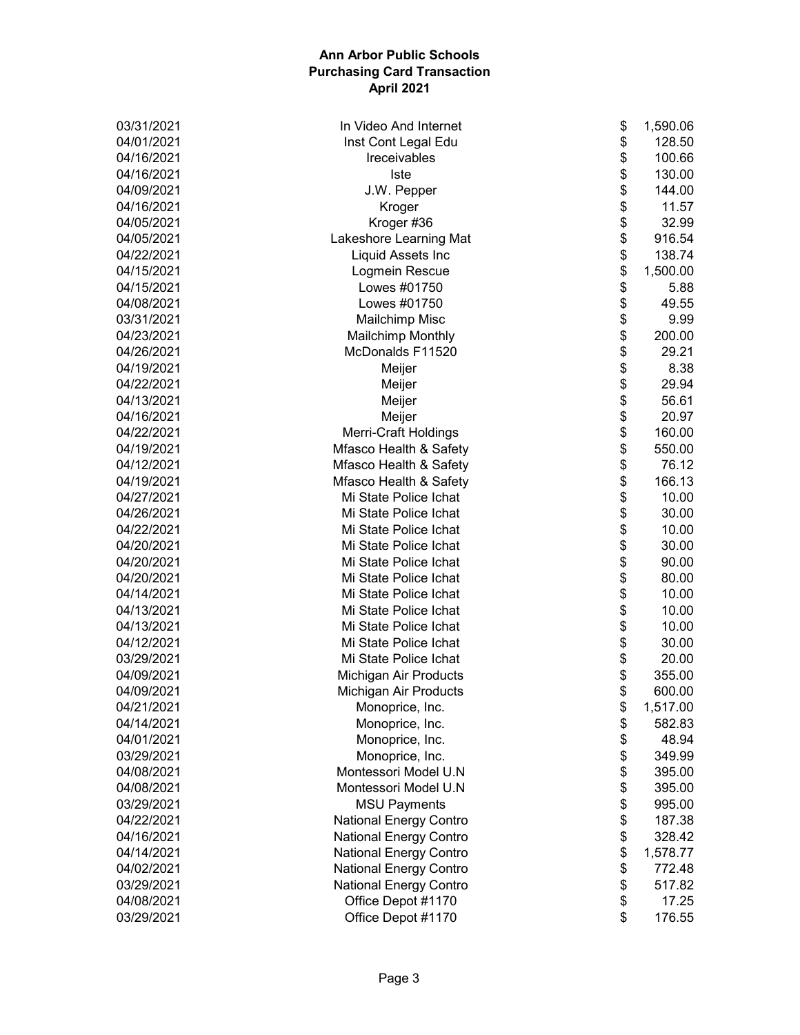**Ann Arbor Public Schools**
**Purchasing Card Transaction**
**April 2021**

| Date | Vendor | | Amount |
|---|---|---|---|
| 03/31/2021 | In Video And Internet | $ | 1,590.06 |
| 04/01/2021 | Inst Cont Legal Edu | $ | 128.50 |
| 04/16/2021 | Ireceivables | $ | 100.66 |
| 04/16/2021 | Iste | $ | 130.00 |
| 04/09/2021 | J.W. Pepper | $ | 144.00 |
| 04/16/2021 | Kroger | $ | 11.57 |
| 04/05/2021 | Kroger #36 | $ | 32.99 |
| 04/05/2021 | Lakeshore Learning Mat | $ | 916.54 |
| 04/22/2021 | Liquid Assets Inc | $ | 138.74 |
| 04/15/2021 | Logmein Rescue | $ | 1,500.00 |
| 04/15/2021 | Lowes #01750 | $ | 5.88 |
| 04/08/2021 | Lowes #01750 | $ | 49.55 |
| 03/31/2021 | Mailchimp Misc | $ | 9.99 |
| 04/23/2021 | Mailchimp Monthly | $ | 200.00 |
| 04/26/2021 | McDonalds F11520 | $ | 29.21 |
| 04/19/2021 | Meijer | $ | 8.38 |
| 04/22/2021 | Meijer | $ | 29.94 |
| 04/13/2021 | Meijer | $ | 56.61 |
| 04/16/2021 | Meijer | $ | 20.97 |
| 04/22/2021 | Merri-Craft Holdings | $ | 160.00 |
| 04/19/2021 | Mfasco Health & Safety | $ | 550.00 |
| 04/12/2021 | Mfasco Health & Safety | $ | 76.12 |
| 04/19/2021 | Mfasco Health & Safety | $ | 166.13 |
| 04/27/2021 | Mi State Police Ichat | $ | 10.00 |
| 04/26/2021 | Mi State Police Ichat | $ | 30.00 |
| 04/22/2021 | Mi State Police Ichat | $ | 10.00 |
| 04/20/2021 | Mi State Police Ichat | $ | 30.00 |
| 04/20/2021 | Mi State Police Ichat | $ | 90.00 |
| 04/20/2021 | Mi State Police Ichat | $ | 80.00 |
| 04/14/2021 | Mi State Police Ichat | $ | 10.00 |
| 04/13/2021 | Mi State Police Ichat | $ | 10.00 |
| 04/13/2021 | Mi State Police Ichat | $ | 10.00 |
| 04/12/2021 | Mi State Police Ichat | $ | 30.00 |
| 03/29/2021 | Mi State Police Ichat | $ | 20.00 |
| 04/09/2021 | Michigan Air Products | $ | 355.00 |
| 04/09/2021 | Michigan Air Products | $ | 600.00 |
| 04/21/2021 | Monoprice, Inc. | $ | 1,517.00 |
| 04/14/2021 | Monoprice, Inc. | $ | 582.83 |
| 04/01/2021 | Monoprice, Inc. | $ | 48.94 |
| 03/29/2021 | Monoprice, Inc. | $ | 349.99 |
| 04/08/2021 | Montessori Model U.N | $ | 395.00 |
| 04/08/2021 | Montessori Model U.N | $ | 395.00 |
| 03/29/2021 | MSU Payments | $ | 995.00 |
| 04/22/2021 | National Energy Contro | $ | 187.38 |
| 04/16/2021 | National Energy Contro | $ | 328.42 |
| 04/14/2021 | National Energy Contro | $ | 1,578.77 |
| 04/02/2021 | National Energy Contro | $ | 772.48 |
| 03/29/2021 | National Energy Contro | $ | 517.82 |
| 04/08/2021 | Office Depot #1170 | $ | 17.25 |
| 03/29/2021 | Office Depot #1170 | $ | 176.55 |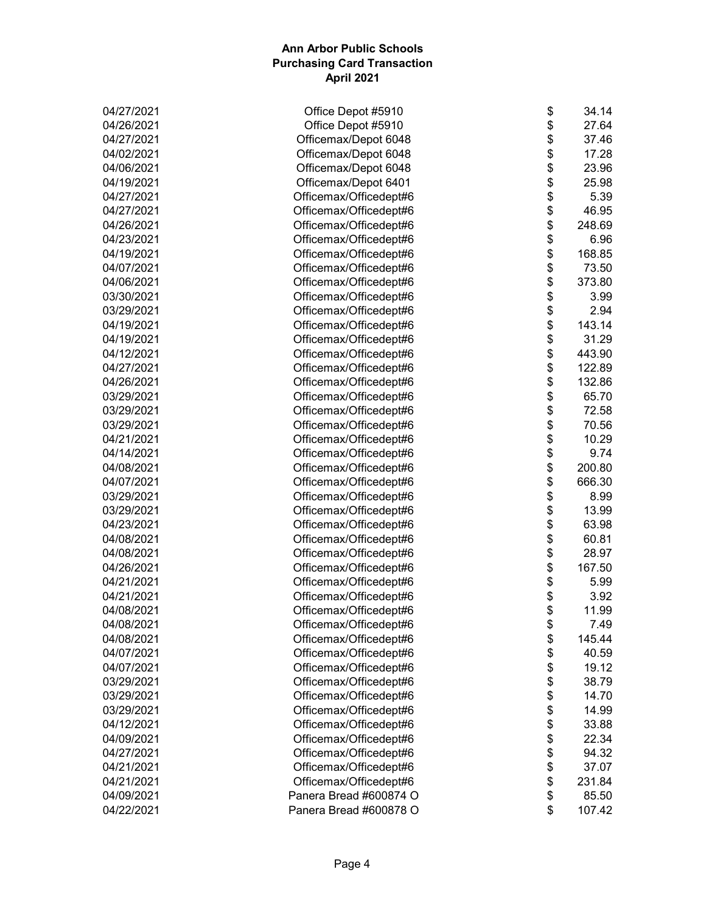**Ann Arbor Public Schools**
**Purchasing Card Transaction**
**April 2021**

| | | | |
|---|---|---|---|
| 04/27/2021 | Office Depot #5910 | $ | 34.14 |
| 04/26/2021 | Office Depot #5910 | $ | 27.64 |
| 04/27/2021 | Officemax/Depot 6048 | $ | 37.46 |
| 04/02/2021 | Officemax/Depot 6048 | $ | 17.28 |
| 04/06/2021 | Officemax/Depot 6048 | $ | 23.96 |
| 04/19/2021 | Officemax/Depot 6401 | $ | 25.98 |
| 04/27/2021 | Officemax/Officedept#6 | $ | 5.39 |
| 04/27/2021 | Officemax/Officedept#6 | $ | 46.95 |
| 04/26/2021 | Officemax/Officedept#6 | $ | 248.69 |
| 04/23/2021 | Officemax/Officedept#6 | $ | 6.96 |
| 04/19/2021 | Officemax/Officedept#6 | $ | 168.85 |
| 04/07/2021 | Officemax/Officedept#6 | $ | 73.50 |
| 04/06/2021 | Officemax/Officedept#6 | $ | 373.80 |
| 03/30/2021 | Officemax/Officedept#6 | $ | 3.99 |
| 03/29/2021 | Officemax/Officedept#6 | $ | 2.94 |
| 04/19/2021 | Officemax/Officedept#6 | $ | 143.14 |
| 04/19/2021 | Officemax/Officedept#6 | $ | 31.29 |
| 04/12/2021 | Officemax/Officedept#6 | $ | 443.90 |
| 04/27/2021 | Officemax/Officedept#6 | $ | 122.89 |
| 04/26/2021 | Officemax/Officedept#6 | $ | 132.86 |
| 03/29/2021 | Officemax/Officedept#6 | $ | 65.70 |
| 03/29/2021 | Officemax/Officedept#6 | $ | 72.58 |
| 03/29/2021 | Officemax/Officedept#6 | $ | 70.56 |
| 04/21/2021 | Officemax/Officedept#6 | $ | 10.29 |
| 04/14/2021 | Officemax/Officedept#6 | $ | 9.74 |
| 04/08/2021 | Officemax/Officedept#6 | $ | 200.80 |
| 04/07/2021 | Officemax/Officedept#6 | $ | 666.30 |
| 03/29/2021 | Officemax/Officedept#6 | $ | 8.99 |
| 03/29/2021 | Officemax/Officedept#6 | $ | 13.99 |
| 04/23/2021 | Officemax/Officedept#6 | $ | 63.98 |
| 04/08/2021 | Officemax/Officedept#6 | $ | 60.81 |
| 04/08/2021 | Officemax/Officedept#6 | $ | 28.97 |
| 04/26/2021 | Officemax/Officedept#6 | $ | 167.50 |
| 04/21/2021 | Officemax/Officedept#6 | $ | 5.99 |
| 04/21/2021 | Officemax/Officedept#6 | $ | 3.92 |
| 04/08/2021 | Officemax/Officedept#6 | $ | 11.99 |
| 04/08/2021 | Officemax/Officedept#6 | $ | 7.49 |
| 04/08/2021 | Officemax/Officedept#6 | $ | 145.44 |
| 04/07/2021 | Officemax/Officedept#6 | $ | 40.59 |
| 04/07/2021 | Officemax/Officedept#6 | $ | 19.12 |
| 03/29/2021 | Officemax/Officedept#6 | $ | 38.79 |
| 03/29/2021 | Officemax/Officedept#6 | $ | 14.70 |
| 03/29/2021 | Officemax/Officedept#6 | $ | 14.99 |
| 04/12/2021 | Officemax/Officedept#6 | $ | 33.88 |
| 04/09/2021 | Officemax/Officedept#6 | $ | 22.34 |
| 04/27/2021 | Officemax/Officedept#6 | $ | 94.32 |
| 04/21/2021 | Officemax/Officedept#6 | $ | 37.07 |
| 04/21/2021 | Officemax/Officedept#6 | $ | 231.84 |
| 04/09/2021 | Panera Bread #600874 O | $ | 85.50 |
| 04/22/2021 | Panera Bread #600878 O | $ | 107.42 |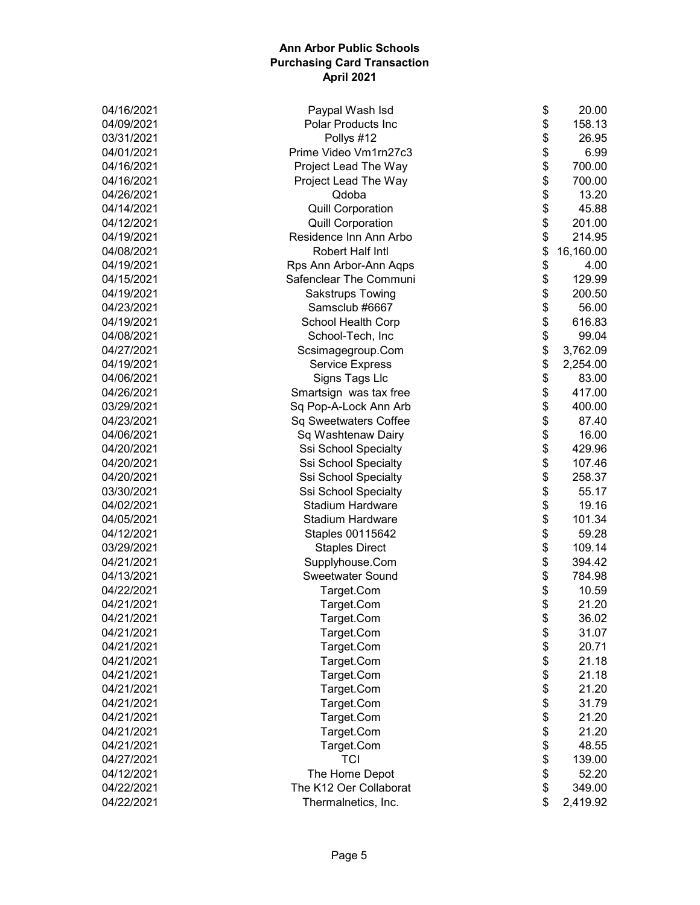# Ann Arbor Public Schools
## Purchasing Card Transaction
### April 2021

| Date | Vendor | Amount |
|---|---|---|
| 04/16/2021 | Paypal Wash Isd | $ 20.00 |
| 04/09/2021 | Polar Products Inc | $ 158.13 |
| 03/31/2021 | Pollys #12 | $ 26.95 |
| 04/01/2021 | Prime Video Vm1rn27c3 | $ 6.99 |
| 04/16/2021 | Project Lead The Way | $ 700.00 |
| 04/16/2021 | Project Lead The Way | $ 700.00 |
| 04/26/2021 | Qdoba | $ 13.20 |
| 04/14/2021 | Quill Corporation | $ 45.88 |
| 04/12/2021 | Quill Corporation | $ 201.00 |
| 04/19/2021 | Residence Inn Ann Arbo | $ 214.95 |
| 04/08/2021 | Robert Half Intl | $ 16,160.00 |
| 04/19/2021 | Rps Ann Arbor-Ann Aqps | $ 4.00 |
| 04/15/2021 | Safenclear The Communi | $ 129.99 |
| 04/19/2021 | Sakstrups Towing | $ 200.50 |
| 04/23/2021 | Samsclub #6667 | $ 56.00 |
| 04/19/2021 | School Health Corp | $ 616.83 |
| 04/08/2021 | School-Tech, Inc | $ 99.04 |
| 04/27/2021 | Scsimagegroup.Com | $ 3,762.09 |
| 04/19/2021 | Service Express | $ 2,254.00 |
| 04/06/2021 | Signs Tags Llc | $ 83.00 |
| 04/26/2021 | Smartsign was tax free | $ 417.00 |
| 03/29/2021 | Sq Pop-A-Lock Ann Arb | $ 400.00 |
| 04/23/2021 | Sq Sweetwaters Coffee | $ 87.40 |
| 04/06/2021 | Sq Washtenaw Dairy | $ 16.00 |
| 04/20/2021 | Ssi School Specialty | $ 429.96 |
| 04/20/2021 | Ssi School Specialty | $ 107.46 |
| 04/20/2021 | Ssi School Specialty | $ 258.37 |
| 03/30/2021 | Ssi School Specialty | $ 55.17 |
| 04/02/2021 | Stadium Hardware | $ 19.16 |
| 04/05/2021 | Stadium Hardware | $ 101.34 |
| 04/12/2021 | Staples 00115642 | $ 59.28 |
| 03/29/2021 | Staples Direct | $ 109.14 |
| 04/21/2021 | Supplyhouse.Com | $ 394.42 |
| 04/13/2021 | Sweetwater Sound | $ 784.98 |
| 04/22/2021 | Target.Com | $ 10.59 |
| 04/21/2021 | Target.Com | $ 21.20 |
| 04/21/2021 | Target.Com | $ 36.02 |
| 04/21/2021 | Target.Com | $ 31.07 |
| 04/21/2021 | Target.Com | $ 20.71 |
| 04/21/2021 | Target.Com | $ 21.18 |
| 04/21/2021 | Target.Com | $ 21.18 |
| 04/21/2021 | Target.Com | $ 21.20 |
| 04/21/2021 | Target.Com | $ 31.79 |
| 04/21/2021 | Target.Com | $ 21.20 |
| 04/21/2021 | Target.Com | $ 21.20 |
| 04/21/2021 | Target.Com | $ 48.55 |
| 04/27/2021 | TCI | $ 139.00 |
| 04/12/2021 | The Home Depot | $ 52.20 |
| 04/22/2021 | The K12 Oer Collaborat | $ 349.00 |
| 04/22/2021 | Thermalnetics, Inc. | $ 2,419.92 |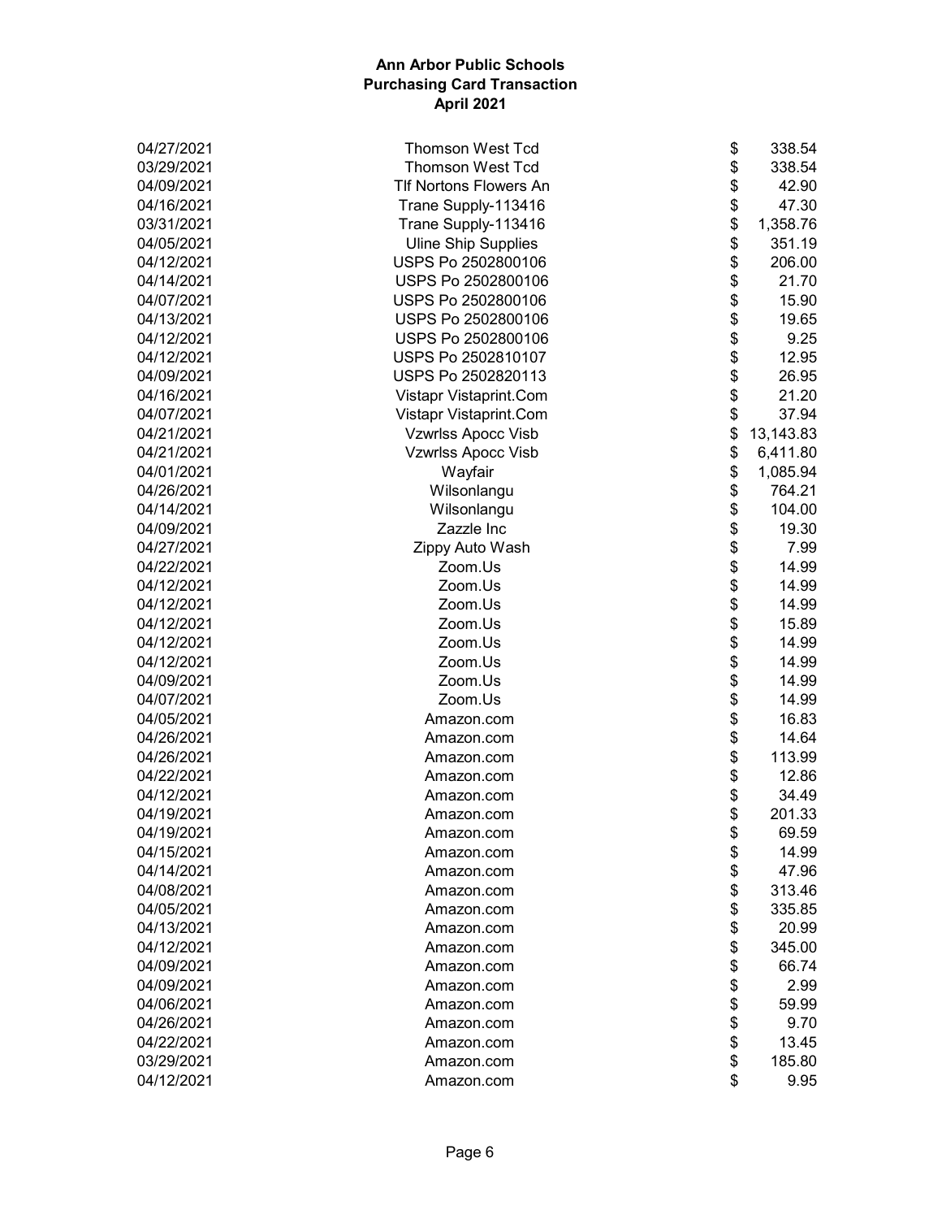# Ann Arbor Public Schools
## Purchasing Card Transaction
### April 2021

| | | |
|---|---|---|
| 04/27/2021 | Thomson West Tcd | $ 338.54 |
| 03/29/2021 | Thomson West Tcd | $ 338.54 |
| 04/09/2021 | Tlf Nortons Flowers An | $ 42.90 |
| 04/16/2021 | Trane Supply-113416 | $ 47.30 |
| 03/31/2021 | Trane Supply-113416 | $ 1,358.76 |
| 04/05/2021 | Uline Ship Supplies | $ 351.19 |
| 04/12/2021 | USPS Po 2502800106 | $ 206.00 |
| 04/14/2021 | USPS Po 2502800106 | $ 21.70 |
| 04/07/2021 | USPS Po 2502800106 | $ 15.90 |
| 04/13/2021 | USPS Po 2502800106 | $ 19.65 |
| 04/12/2021 | USPS Po 2502800106 | $ 9.25 |
| 04/12/2021 | USPS Po 2502810107 | $ 12.95 |
| 04/09/2021 | USPS Po 2502820113 | $ 26.95 |
| 04/16/2021 | Vistapr Vistaprint.Com | $ 21.20 |
| 04/07/2021 | Vistapr Vistaprint.Com | $ 37.94 |
| 04/21/2021 | Vzwrlss Apocc Visb | $ 13,143.83 |
| 04/21/2021 | Vzwrlss Apocc Visb | $ 6,411.80 |
| 04/01/2021 | Wayfair | $ 1,085.94 |
| 04/26/2021 | Wilsonlangu | $ 764.21 |
| 04/14/2021 | Wilsonlangu | $ 104.00 |
| 04/09/2021 | Zazzle Inc | $ 19.30 |
| 04/27/2021 | Zippy Auto Wash | $ 7.99 |
| 04/22/2021 | Zoom.Us | $ 14.99 |
| 04/12/2021 | Zoom.Us | $ 14.99 |
| 04/12/2021 | Zoom.Us | $ 14.99 |
| 04/12/2021 | Zoom.Us | $ 15.89 |
| 04/12/2021 | Zoom.Us | $ 14.99 |
| 04/12/2021 | Zoom.Us | $ 14.99 |
| 04/09/2021 | Zoom.Us | $ 14.99 |
| 04/07/2021 | Zoom.Us | $ 14.99 |
| 04/05/2021 | Amazon.com | $ 16.83 |
| 04/26/2021 | Amazon.com | $ 14.64 |
| 04/26/2021 | Amazon.com | $ 113.99 |
| 04/22/2021 | Amazon.com | $ 12.86 |
| 04/12/2021 | Amazon.com | $ 34.49 |
| 04/19/2021 | Amazon.com | $ 201.33 |
| 04/19/2021 | Amazon.com | $ 69.59 |
| 04/15/2021 | Amazon.com | $ 14.99 |
| 04/14/2021 | Amazon.com | $ 47.96 |
| 04/08/2021 | Amazon.com | $ 313.46 |
| 04/05/2021 | Amazon.com | $ 335.85 |
| 04/13/2021 | Amazon.com | $ 20.99 |
| 04/12/2021 | Amazon.com | $ 345.00 |
| 04/09/2021 | Amazon.com | $ 66.74 |
| 04/09/2021 | Amazon.com | $ 2.99 |
| 04/06/2021 | Amazon.com | $ 59.99 |
| 04/26/2021 | Amazon.com | $ 9.70 |
| 04/22/2021 | Amazon.com | $ 13.45 |
| 03/29/2021 | Amazon.com | $ 185.80 |
| 04/12/2021 | Amazon.com | $ 9.95 |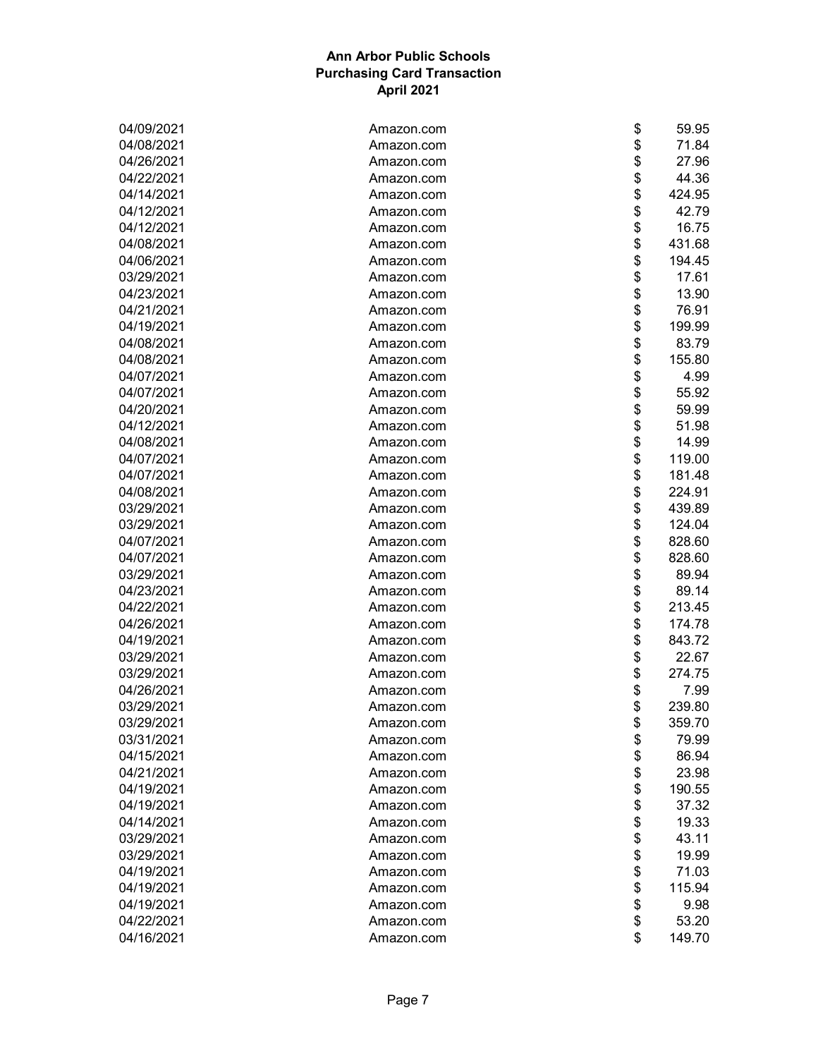**Ann Arbor Public Schools**
**Purchasing Card Transaction**
**April 2021**

| | | |
|---|---|---|
| 04/09/2021 | Amazon.com | $ 59.95 |
| 04/08/2021 | Amazon.com | $ 71.84 |
| 04/26/2021 | Amazon.com | $ 27.96 |
| 04/22/2021 | Amazon.com | $ 44.36 |
| 04/14/2021 | Amazon.com | $ 424.95 |
| 04/12/2021 | Amazon.com | $ 42.79 |
| 04/12/2021 | Amazon.com | $ 16.75 |
| 04/08/2021 | Amazon.com | $ 431.68 |
| 04/06/2021 | Amazon.com | $ 194.45 |
| 03/29/2021 | Amazon.com | $ 17.61 |
| 04/23/2021 | Amazon.com | $ 13.90 |
| 04/21/2021 | Amazon.com | $ 76.91 |
| 04/19/2021 | Amazon.com | $ 199.99 |
| 04/08/2021 | Amazon.com | $ 83.79 |
| 04/08/2021 | Amazon.com | $ 155.80 |
| 04/07/2021 | Amazon.com | $ 4.99 |
| 04/07/2021 | Amazon.com | $ 55.92 |
| 04/20/2021 | Amazon.com | $ 59.99 |
| 04/12/2021 | Amazon.com | $ 51.98 |
| 04/08/2021 | Amazon.com | $ 14.99 |
| 04/07/2021 | Amazon.com | $ 119.00 |
| 04/07/2021 | Amazon.com | $ 181.48 |
| 04/08/2021 | Amazon.com | $ 224.91 |
| 03/29/2021 | Amazon.com | $ 439.89 |
| 03/29/2021 | Amazon.com | $ 124.04 |
| 04/07/2021 | Amazon.com | $ 828.60 |
| 04/07/2021 | Amazon.com | $ 828.60 |
| 03/29/2021 | Amazon.com | $ 89.94 |
| 04/23/2021 | Amazon.com | $ 89.14 |
| 04/22/2021 | Amazon.com | $ 213.45 |
| 04/26/2021 | Amazon.com | $ 174.78 |
| 04/19/2021 | Amazon.com | $ 843.72 |
| 03/29/2021 | Amazon.com | $ 22.67 |
| 03/29/2021 | Amazon.com | $ 274.75 |
| 04/26/2021 | Amazon.com | $ 7.99 |
| 03/29/2021 | Amazon.com | $ 239.80 |
| 03/29/2021 | Amazon.com | $ 359.70 |
| 03/31/2021 | Amazon.com | $ 79.99 |
| 04/15/2021 | Amazon.com | $ 86.94 |
| 04/21/2021 | Amazon.com | $ 23.98 |
| 04/19/2021 | Amazon.com | $ 190.55 |
| 04/19/2021 | Amazon.com | $ 37.32 |
| 04/14/2021 | Amazon.com | $ 19.33 |
| 03/29/2021 | Amazon.com | $ 43.11 |
| 03/29/2021 | Amazon.com | $ 19.99 |
| 04/19/2021 | Amazon.com | $ 71.03 |
| 04/19/2021 | Amazon.com | $ 115.94 |
| 04/19/2021 | Amazon.com | $ 9.98 |
| 04/22/2021 | Amazon.com | $ 53.20 |
| 04/16/2021 | Amazon.com | $ 149.70 |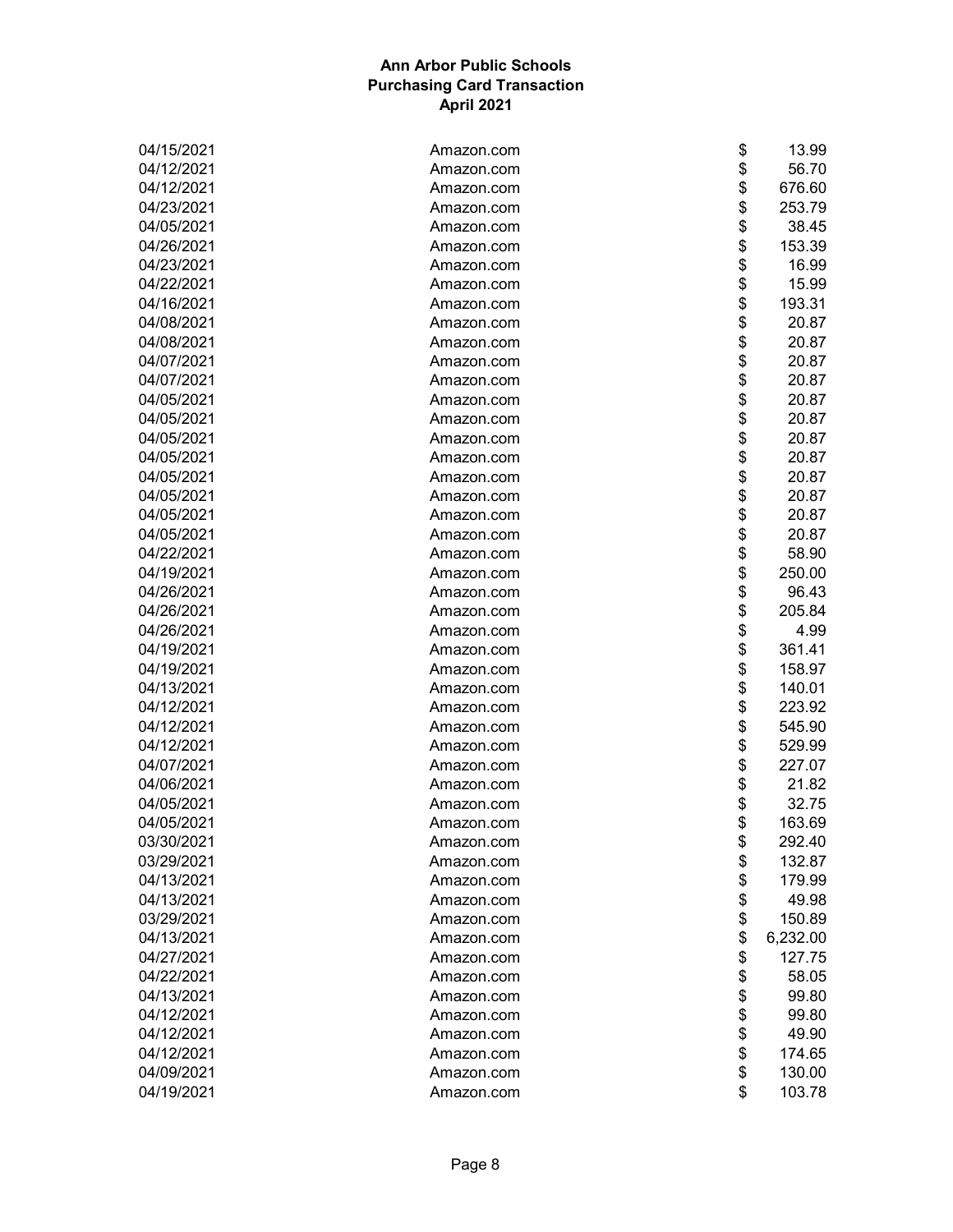**Ann Arbor Public Schools**
**Purchasing Card Transaction**
**April 2021**

| | | |
|---|---|---|
| 04/15/2021 | Amazon.com | $ 13.99 |
| 04/12/2021 | Amazon.com | $ 56.70 |
| 04/12/2021 | Amazon.com | $ 676.60 |
| 04/23/2021 | Amazon.com | $ 253.79 |
| 04/05/2021 | Amazon.com | $ 38.45 |
| 04/26/2021 | Amazon.com | $ 153.39 |
| 04/23/2021 | Amazon.com | $ 16.99 |
| 04/22/2021 | Amazon.com | $ 15.99 |
| 04/16/2021 | Amazon.com | $ 193.31 |
| 04/08/2021 | Amazon.com | $ 20.87 |
| 04/08/2021 | Amazon.com | $ 20.87 |
| 04/07/2021 | Amazon.com | $ 20.87 |
| 04/07/2021 | Amazon.com | $ 20.87 |
| 04/05/2021 | Amazon.com | $ 20.87 |
| 04/05/2021 | Amazon.com | $ 20.87 |
| 04/05/2021 | Amazon.com | $ 20.87 |
| 04/05/2021 | Amazon.com | $ 20.87 |
| 04/05/2021 | Amazon.com | $ 20.87 |
| 04/05/2021 | Amazon.com | $ 20.87 |
| 04/05/2021 | Amazon.com | $ 20.87 |
| 04/05/2021 | Amazon.com | $ 20.87 |
| 04/22/2021 | Amazon.com | $ 58.90 |
| 04/19/2021 | Amazon.com | $ 250.00 |
| 04/26/2021 | Amazon.com | $ 96.43 |
| 04/26/2021 | Amazon.com | $ 205.84 |
| 04/26/2021 | Amazon.com | $ 4.99 |
| 04/19/2021 | Amazon.com | $ 361.41 |
| 04/19/2021 | Amazon.com | $ 158.97 |
| 04/13/2021 | Amazon.com | $ 140.01 |
| 04/12/2021 | Amazon.com | $ 223.92 |
| 04/12/2021 | Amazon.com | $ 545.90 |
| 04/12/2021 | Amazon.com | $ 529.99 |
| 04/07/2021 | Amazon.com | $ 227.07 |
| 04/06/2021 | Amazon.com | $ 21.82 |
| 04/05/2021 | Amazon.com | $ 32.75 |
| 04/05/2021 | Amazon.com | $ 163.69 |
| 03/30/2021 | Amazon.com | $ 292.40 |
| 03/29/2021 | Amazon.com | $ 132.87 |
| 04/13/2021 | Amazon.com | $ 179.99 |
| 04/13/2021 | Amazon.com | $ 49.98 |
| 03/29/2021 | Amazon.com | $ 150.89 |
| 04/13/2021 | Amazon.com | $ 6,232.00 |
| 04/27/2021 | Amazon.com | $ 127.75 |
| 04/22/2021 | Amazon.com | $ 58.05 |
| 04/13/2021 | Amazon.com | $ 99.80 |
| 04/12/2021 | Amazon.com | $ 99.80 |
| 04/12/2021 | Amazon.com | $ 49.90 |
| 04/12/2021 | Amazon.com | $ 174.65 |
| 04/09/2021 | Amazon.com | $ 130.00 |
| 04/19/2021 | Amazon.com | $ 103.78 |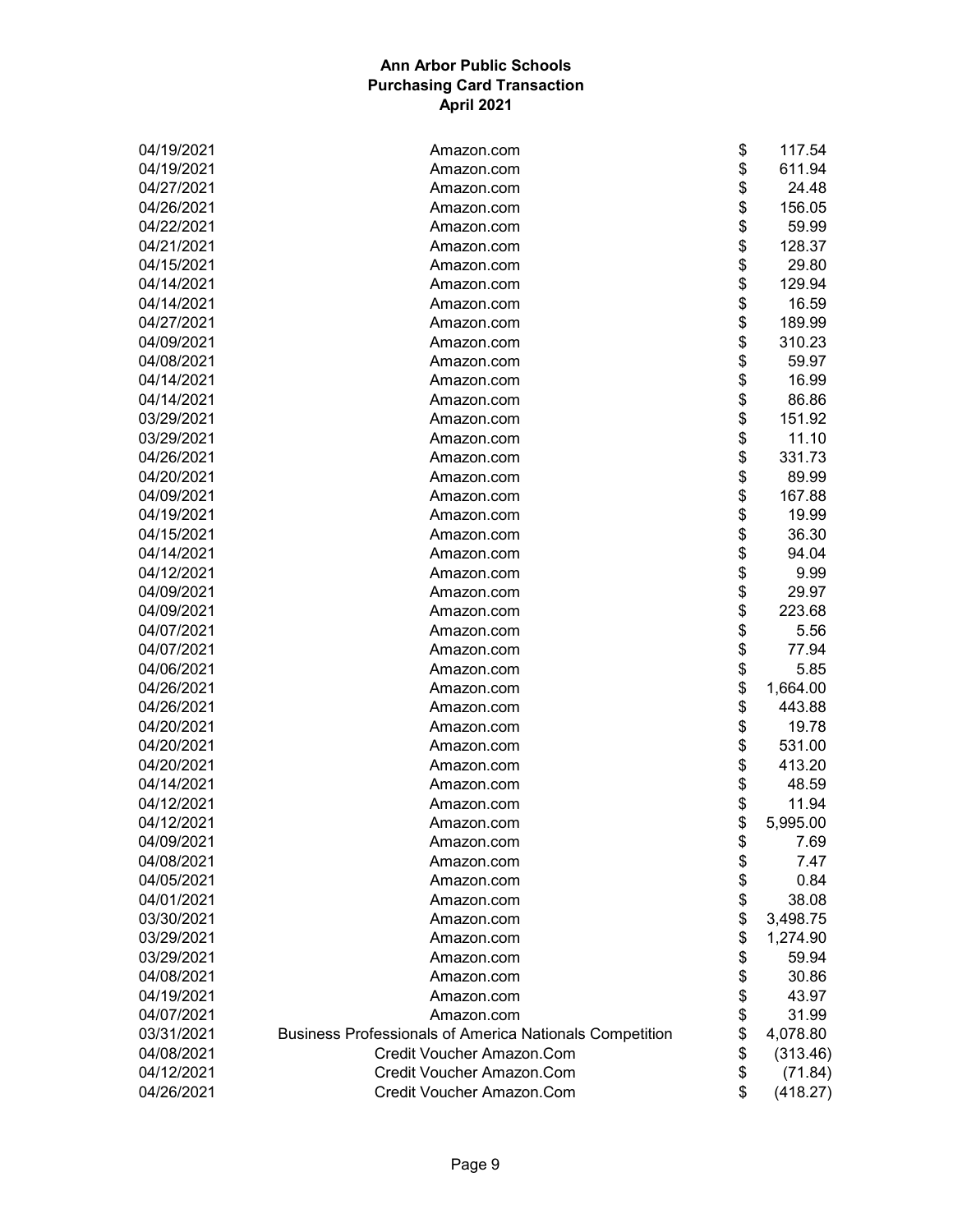**Ann Arbor Public Schools**
**Purchasing Card Transaction**
**April 2021**

| Date | Vendor | Amount |
|---|---|---|
| 04/19/2021 | Amazon.com | $ 117.54 |
| 04/19/2021 | Amazon.com | $ 611.94 |
| 04/27/2021 | Amazon.com | $ 24.48 |
| 04/26/2021 | Amazon.com | $ 156.05 |
| 04/22/2021 | Amazon.com | $ 59.99 |
| 04/21/2021 | Amazon.com | $ 128.37 |
| 04/15/2021 | Amazon.com | $ 29.80 |
| 04/14/2021 | Amazon.com | $ 129.94 |
| 04/14/2021 | Amazon.com | $ 16.59 |
| 04/27/2021 | Amazon.com | $ 189.99 |
| 04/09/2021 | Amazon.com | $ 310.23 |
| 04/08/2021 | Amazon.com | $ 59.97 |
| 04/14/2021 | Amazon.com | $ 16.99 |
| 04/14/2021 | Amazon.com | $ 86.86 |
| 03/29/2021 | Amazon.com | $ 151.92 |
| 03/29/2021 | Amazon.com | $ 11.10 |
| 04/26/2021 | Amazon.com | $ 331.73 |
| 04/20/2021 | Amazon.com | $ 89.99 |
| 04/09/2021 | Amazon.com | $ 167.88 |
| 04/19/2021 | Amazon.com | $ 19.99 |
| 04/15/2021 | Amazon.com | $ 36.30 |
| 04/14/2021 | Amazon.com | $ 94.04 |
| 04/12/2021 | Amazon.com | $ 9.99 |
| 04/09/2021 | Amazon.com | $ 29.97 |
| 04/09/2021 | Amazon.com | $ 223.68 |
| 04/07/2021 | Amazon.com | $ 5.56 |
| 04/07/2021 | Amazon.com | $ 77.94 |
| 04/06/2021 | Amazon.com | $ 5.85 |
| 04/26/2021 | Amazon.com | $ 1,664.00 |
| 04/26/2021 | Amazon.com | $ 443.88 |
| 04/20/2021 | Amazon.com | $ 19.78 |
| 04/20/2021 | Amazon.com | $ 531.00 |
| 04/20/2021 | Amazon.com | $ 413.20 |
| 04/14/2021 | Amazon.com | $ 48.59 |
| 04/12/2021 | Amazon.com | $ 11.94 |
| 04/12/2021 | Amazon.com | $ 5,995.00 |
| 04/09/2021 | Amazon.com | $ 7.69 |
| 04/08/2021 | Amazon.com | $ 7.47 |
| 04/05/2021 | Amazon.com | $ 0.84 |
| 04/01/2021 | Amazon.com | $ 38.08 |
| 03/30/2021 | Amazon.com | $ 3,498.75 |
| 03/29/2021 | Amazon.com | $ 1,274.90 |
| 03/29/2021 | Amazon.com | $ 59.94 |
| 04/08/2021 | Amazon.com | $ 30.86 |
| 04/19/2021 | Amazon.com | $ 43.97 |
| 04/07/2021 | Amazon.com | $ 31.99 |
| 03/31/2021 | Business Professionals of America Nationals Competition | $ 4,078.80 |
| 04/08/2021 | Credit Voucher Amazon.Com | $ (313.46) |
| 04/12/2021 | Credit Voucher Amazon.Com | $ (71.84) |
| 04/26/2021 | Credit Voucher Amazon.Com | $ (418.27) |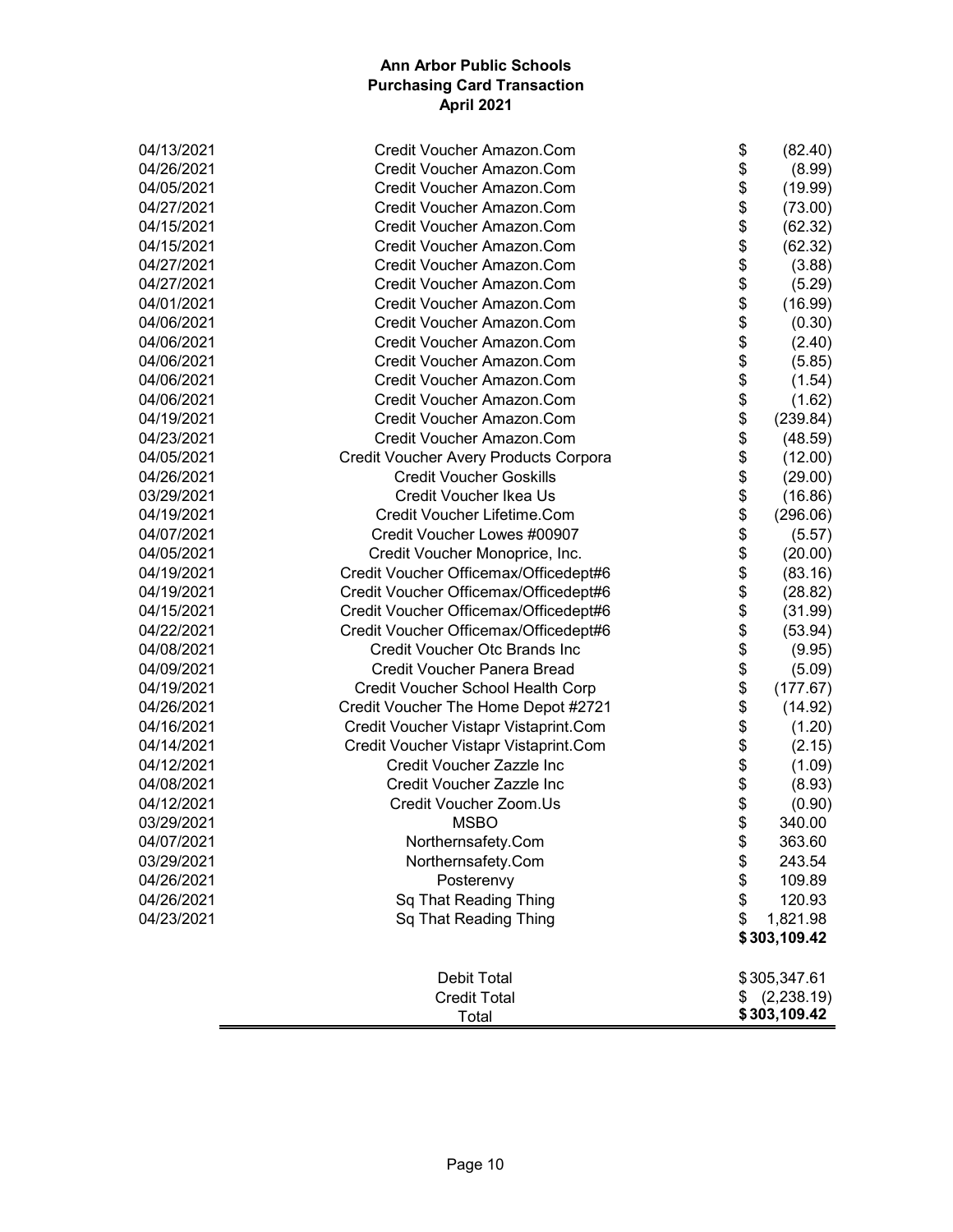**Ann Arbor Public Schools**
**Purchasing Card Transaction**
**April 2021**

| | | |
|---|---|---|
| 04/13/2021 | Credit Voucher Amazon.Com | $ (82.40) |
| 04/26/2021 | Credit Voucher Amazon.Com | $ (8.99) |
| 04/05/2021 | Credit Voucher Amazon.Com | $ (19.99) |
| 04/27/2021 | Credit Voucher Amazon.Com | $ (73.00) |
| 04/15/2021 | Credit Voucher Amazon.Com | $ (62.32) |
| 04/15/2021 | Credit Voucher Amazon.Com | $ (62.32) |
| 04/27/2021 | Credit Voucher Amazon.Com | $ (3.88) |
| 04/27/2021 | Credit Voucher Amazon.Com | $ (5.29) |
| 04/01/2021 | Credit Voucher Amazon.Com | $ (16.99) |
| 04/06/2021 | Credit Voucher Amazon.Com | $ (0.30) |
| 04/06/2021 | Credit Voucher Amazon.Com | $ (2.40) |
| 04/06/2021 | Credit Voucher Amazon.Com | $ (5.85) |
| 04/06/2021 | Credit Voucher Amazon.Com | $ (1.54) |
| 04/06/2021 | Credit Voucher Amazon.Com | $ (1.62) |
| 04/19/2021 | Credit Voucher Amazon.Com | $ (239.84) |
| 04/23/2021 | Credit Voucher Amazon.Com | $ (48.59) |
| 04/05/2021 | Credit Voucher Avery Products Corpora | $ (12.00) |
| 04/26/2021 | Credit Voucher Goskills | $ (29.00) |
| 03/29/2021 | Credit Voucher Ikea Us | $ (16.86) |
| 04/19/2021 | Credit Voucher Lifetime.Com | $ (296.06) |
| 04/07/2021 | Credit Voucher Lowes #00907 | $ (5.57) |
| 04/05/2021 | Credit Voucher Monoprice, Inc. | $ (20.00) |
| 04/19/2021 | Credit Voucher Officemax/Officedept#6 | $ (83.16) |
| 04/19/2021 | Credit Voucher Officemax/Officedept#6 | $ (28.82) |
| 04/15/2021 | Credit Voucher Officemax/Officedept#6 | $ (31.99) |
| 04/22/2021 | Credit Voucher Officemax/Officedept#6 | $ (53.94) |
| 04/08/2021 | Credit Voucher Otc Brands Inc | $ (9.95) |
| 04/09/2021 | Credit Voucher Panera Bread | $ (5.09) |
| 04/19/2021 | Credit Voucher School Health Corp | $ (177.67) |
| 04/26/2021 | Credit Voucher The Home Depot #2721 | $ (14.92) |
| 04/16/2021 | Credit Voucher Vistapr Vistaprint.Com | $ (1.20) |
| 04/14/2021 | Credit Voucher Vistapr Vistaprint.Com | $ (2.15) |
| 04/12/2021 | Credit Voucher Zazzle Inc | $ (1.09) |
| 04/08/2021 | Credit Voucher Zazzle Inc | $ (8.93) |
| 04/12/2021 | Credit Voucher Zoom.Us | $ (0.90) |
| 03/29/2021 | MSBO | $ 340.00 |
| 04/07/2021 | Northernsafety.Com | $ 363.60 |
| 03/29/2021 | Northernsafety.Com | $ 243.54 |
| 04/26/2021 | Posterenvy | $ 109.89 |
| 04/26/2021 | Sq That Reading Thing | $ 120.93 |
| 04/23/2021 | Sq That Reading Thing | $ 1,821.98 |
| | | **$ 303,109.42** |
| | Debit Total | $ 305,347.61 |
| | Credit Total | $ (2,238.19) |
| | Total | **$ 303,109.42** |